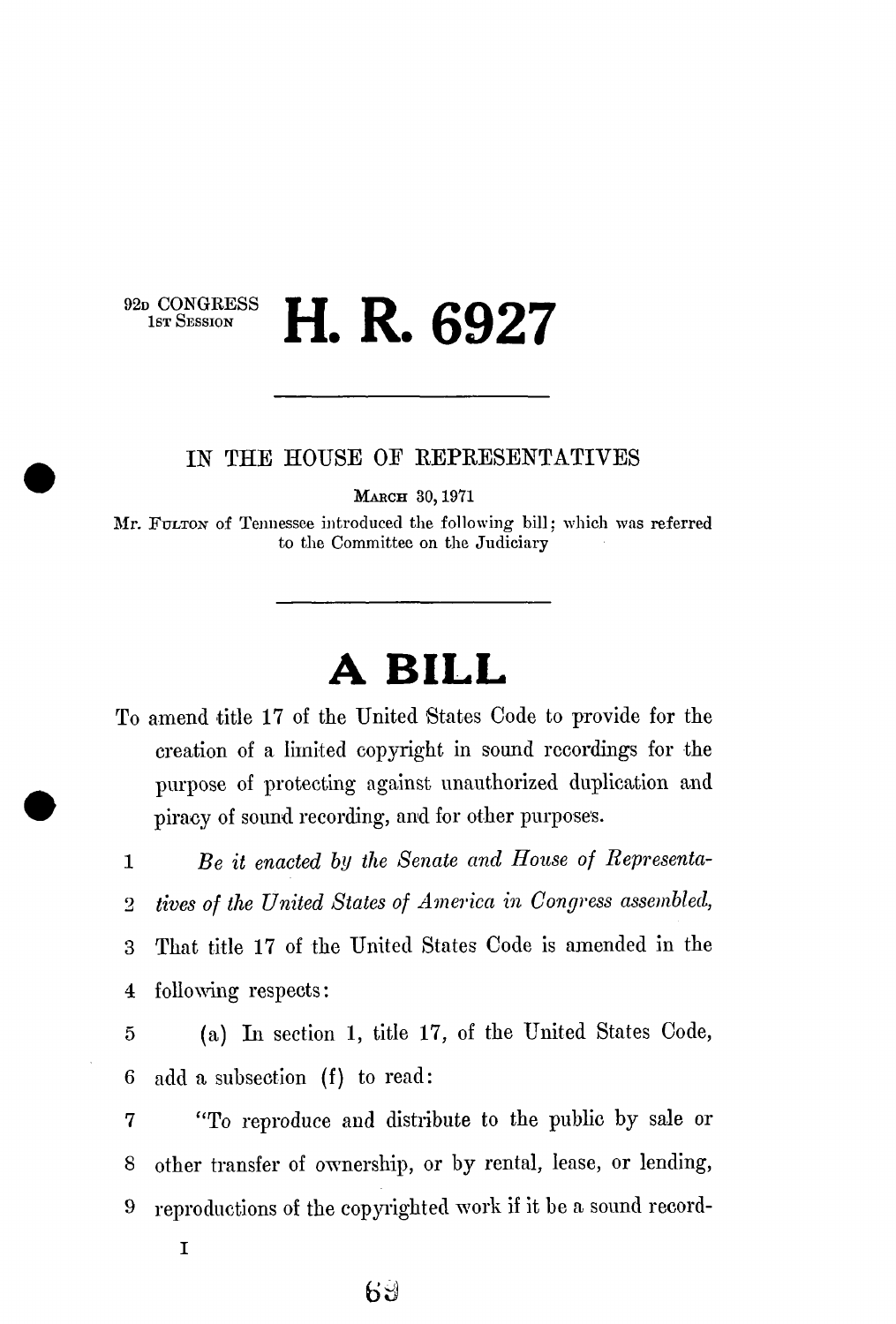92D CONGRESS
1ST SESSION

# H. R. 6927

---

IN THE HOUSE OF REPRESENTATIVES

MARCH 30, 1971

Mr. FULTON of Tennessee introduced the following bill; which was referred to the Committee on the Judiciary

---

# A BILL

To amend title 17 of the United States Code to provide for the creation of a limited copyright in sound recordings for the purpose of protecting against unauthorized duplication and piracy of sound recording, and for other purposes.

1 *Be it enacted by the Senate and House of Representa-*
2 *tives of the United States of America in Congress assembled,*
3 That title 17 of the United States Code is amended in the
4 following respects:
5 (a) In section 1, title 17, of the United States Code,
6 add a subsection (f) to read:
7 "To reproduce and distribute to the public by sale or
8 other transfer of ownership, or by rental, lease, or lending,
9 reproductions of the copyrighted work if it be a sound record-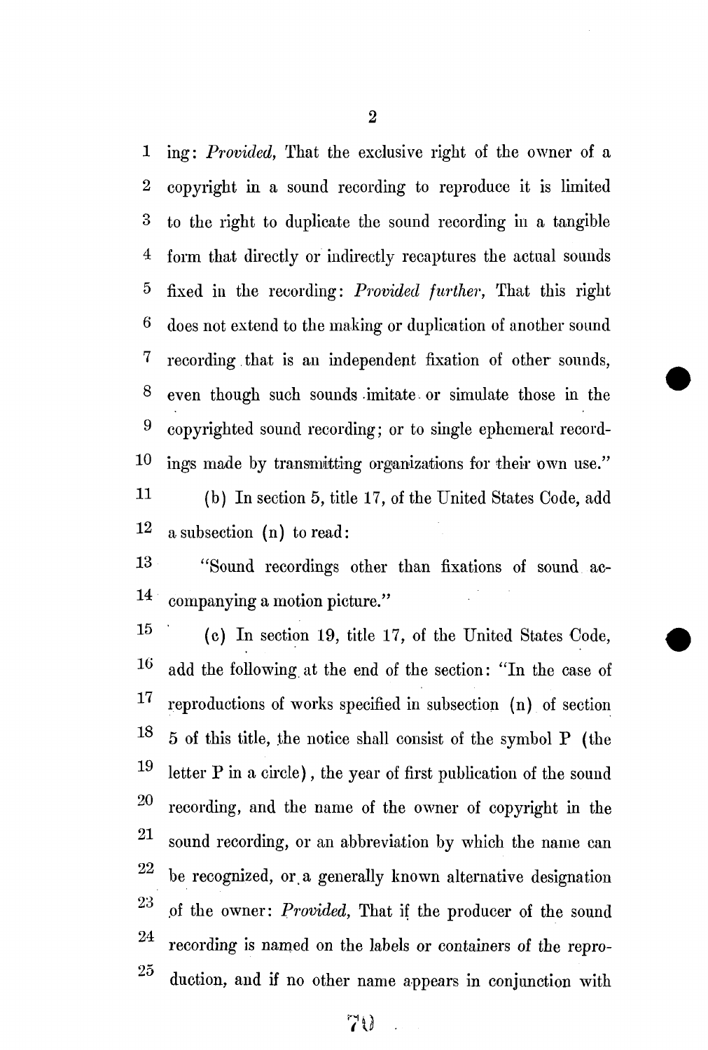ing: *Provided,* That the exclusive right of the owner of a copyright in a sound recording to reproduce it is limited to the right to duplicate the sound recording in a tangible form that directly or indirectly recaptures the actual sounds fixed in the recording: *Provided further,* That this right does not extend to the making or duplication of another sound recording that is an independent fixation of other sounds, even though such sounds imitate or simulate those in the copyrighted sound recording; or to single ephemeral recordings made by transmitting organizations for their own use."

(b) In section 5, title 17, of the United States Code, add a subsection (n) to read:

"Sound recordings other than fixations of sound accompanying a motion picture."

(c) In section 19, title 17, of the United States Code, add the following at the end of the section: "In the case of reproductions of works specified in subsection (n) of section 5 of this title, the notice shall consist of the symbol P (the letter P in a circle), the year of first publication of the sound recording, and the name of the owner of copyright in the sound recording, or an abbreviation by which the name can be recognized, or a generally known alternative designation of the owner: *Provided,* That if the producer of the sound recording is named on the labels or containers of the reproduction, and if no other name appears in conjunction with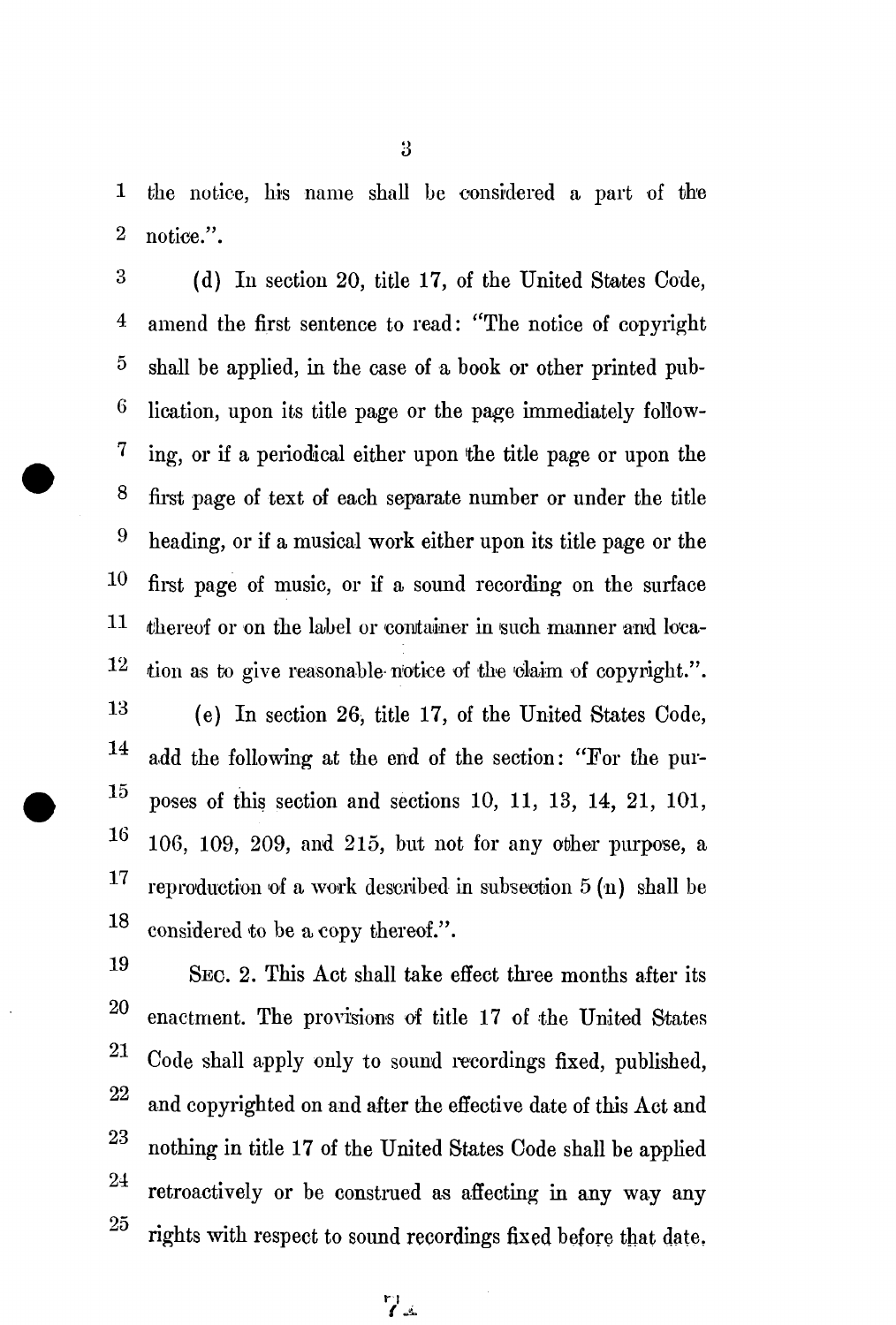the notice, his name shall be considered a part of the notice.".

(d) In section 20, title 17, of the United States Code, amend the first sentence to read: "The notice of copyright shall be applied, in the case of a book or other printed publication, upon its title page or the page immediately following, or if a periodical either upon the title page or upon the first page of text of each separate number or under the title heading, or if a musical work either upon its title page or the first page of music, or if a sound recording on the surface thereof or on the label or container in such manner and location as to give reasonable notice of the claim of copyright.".

(e) In section 26, title 17, of the United States Code, add the following at the end of the section: "For the purposes of this section and sections 10, 11, 13, 14, 21, 101, 106, 109, 209, and 215, but not for any other purpose, a reproduction of a work described in subsection 5 (n) shall be considered to be a copy thereof.".

SEC. 2. This Act shall take effect three months after its enactment. The provisions of title 17 of the United States Code shall apply only to sound recordings fixed, published, and copyrighted on and after the effective date of this Act and nothing in title 17 of the United States Code shall be applied retroactively or be construed as affecting in any way any rights with respect to sound recordings fixed before that date.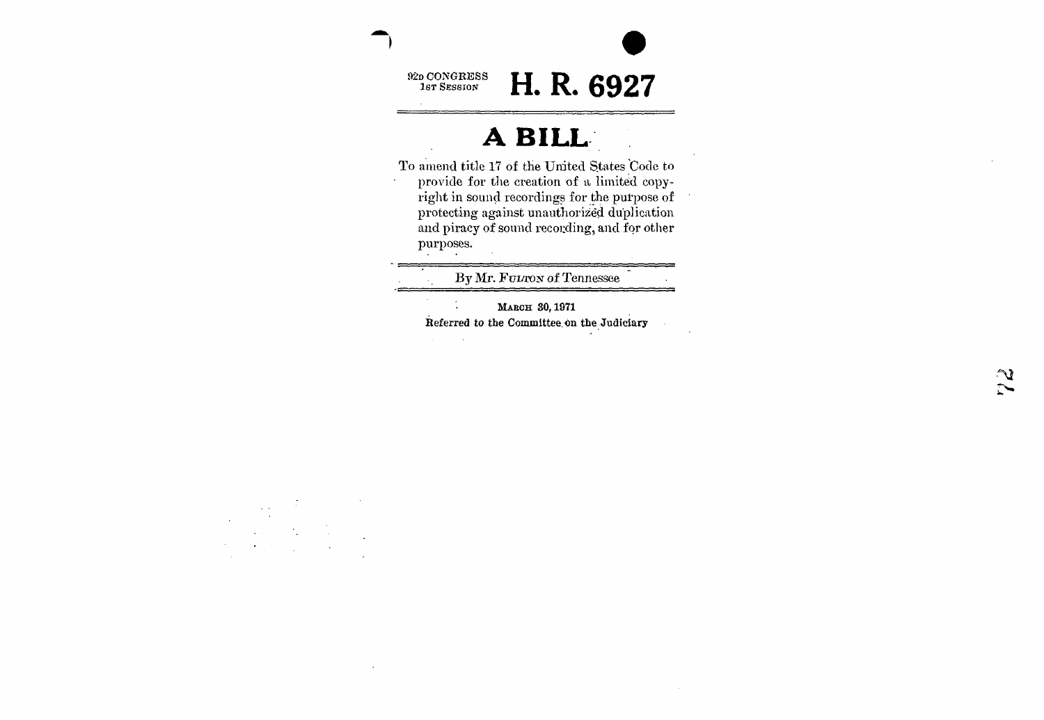92D CONGRESS
1ST SESSION

# H. R. 6927

## A BILL

To amend title 17 of the United States Code to provide for the creation of a limited copyright in sound recordings for the purpose of protecting against unauthorized duplication and piracy of sound recording, and for other purposes.

By Mr. FULTON of Tennessee

MARCH 30, 1971

Referred to the Committee on the Judiciary